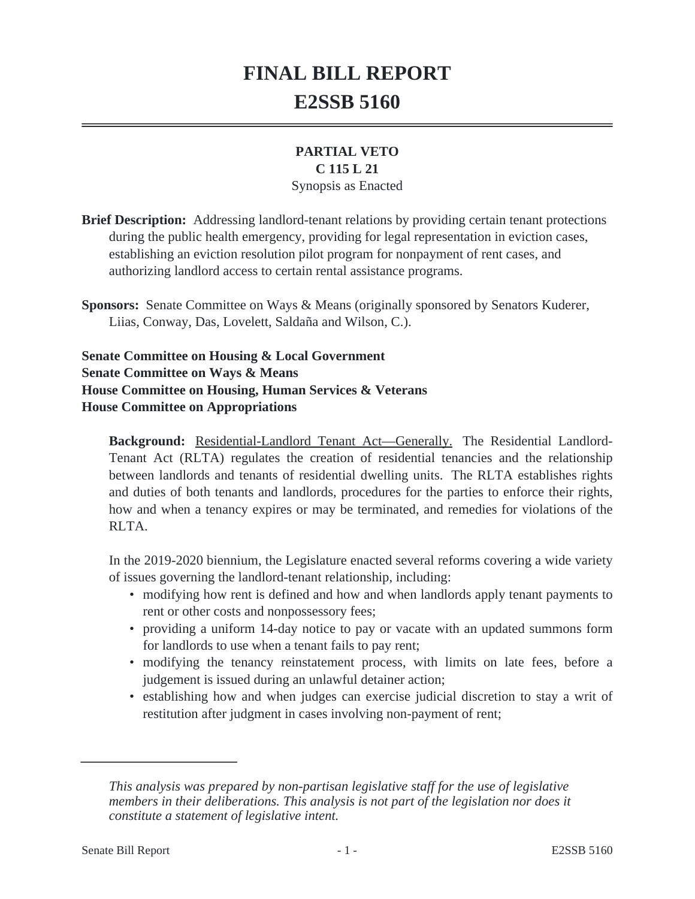# FINAL BILL REPORT
# E2SSB 5160

**PARTIAL VETO**
**C 115 L 21**
Synopsis as Enacted

**Brief Description:** Addressing landlord-tenant relations by providing certain tenant protections during the public health emergency, providing for legal representation in eviction cases, establishing an eviction resolution pilot program for nonpayment of rent cases, and authorizing landlord access to certain rental assistance programs.

**Sponsors:** Senate Committee on Ways & Means (originally sponsored by Senators Kuderer, Liias, Conway, Das, Lovelett, Saldaña and Wilson, C.).

**Senate Committee on Housing & Local Government**
**Senate Committee on Ways & Means**
**House Committee on Housing, Human Services & Veterans**
**House Committee on Appropriations**

**Background:** Residential-Landlord Tenant Act—Generally. The Residential Landlord-Tenant Act (RLTA) regulates the creation of residential tenancies and the relationship between landlords and tenants of residential dwelling units. The RLTA establishes rights and duties of both tenants and landlords, procedures for the parties to enforce their rights, how and when a tenancy expires or may be terminated, and remedies for violations of the RLTA.

In the 2019-2020 biennium, the Legislature enacted several reforms covering a wide variety of issues governing the landlord-tenant relationship, including:

- modifying how rent is defined and how and when landlords apply tenant payments to rent or other costs and nonpossessory fees;
- providing a uniform 14-day notice to pay or vacate with an updated summons form for landlords to use when a tenant fails to pay rent;
- modifying the tenancy reinstatement process, with limits on late fees, before a judgement is issued during an unlawful detainer action;
- establishing how and when judges can exercise judicial discretion to stay a writ of restitution after judgment in cases involving non-payment of rent;

*This analysis was prepared by non-partisan legislative staff for the use of legislative members in their deliberations. This analysis is not part of the legislation nor does it constitute a statement of legislative intent.*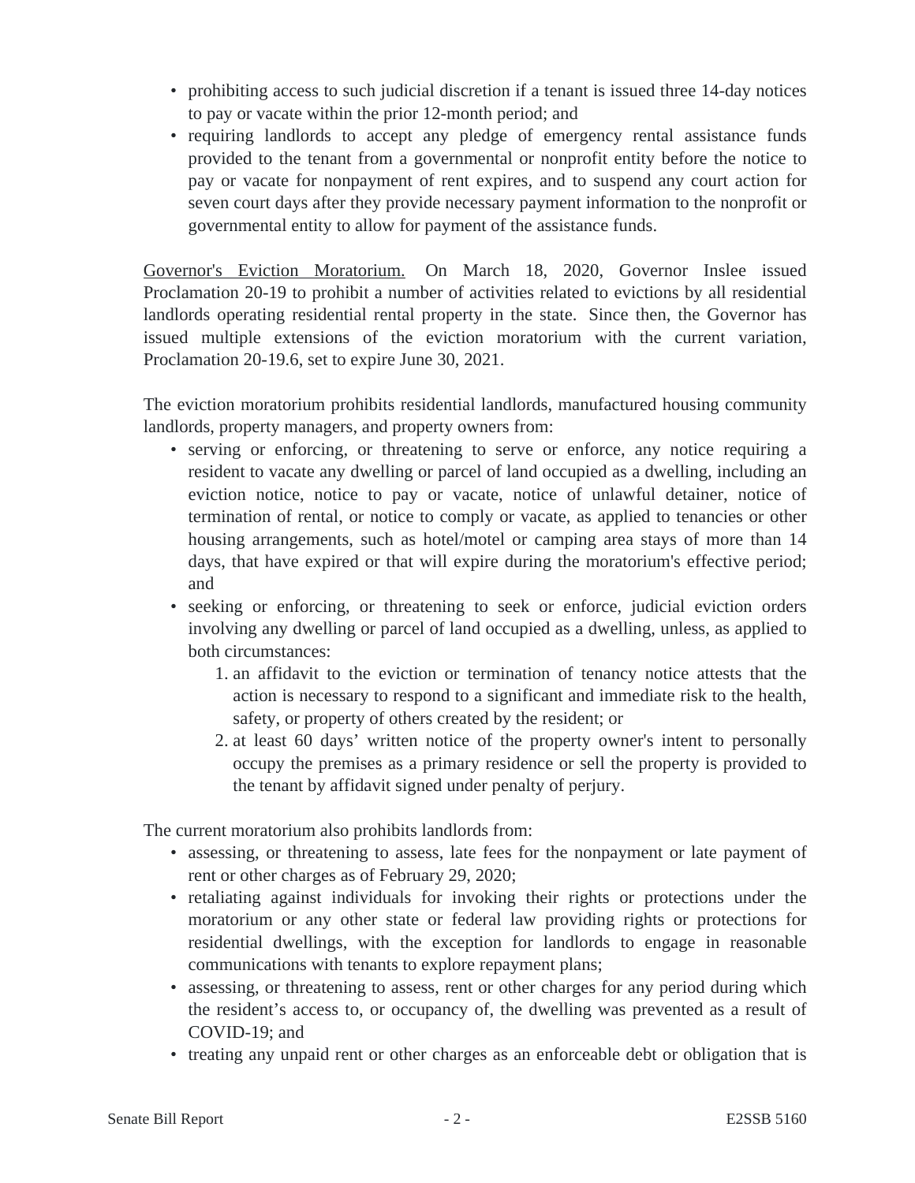- prohibiting access to such judicial discretion if a tenant is issued three 14-day notices to pay or vacate within the prior 12-month period; and
- requiring landlords to accept any pledge of emergency rental assistance funds provided to the tenant from a governmental or nonprofit entity before the notice to pay or vacate for nonpayment of rent expires, and to suspend any court action for seven court days after they provide necessary payment information to the nonprofit or governmental entity to allow for payment of the assistance funds.

Governor's Eviction Moratorium. On March 18, 2020, Governor Inslee issued Proclamation 20-19 to prohibit a number of activities related to evictions by all residential landlords operating residential rental property in the state. Since then, the Governor has issued multiple extensions of the eviction moratorium with the current variation, Proclamation 20-19.6, set to expire June 30, 2021.

The eviction moratorium prohibits residential landlords, manufactured housing community landlords, property managers, and property owners from:

- serving or enforcing, or threatening to serve or enforce, any notice requiring a resident to vacate any dwelling or parcel of land occupied as a dwelling, including an eviction notice, notice to pay or vacate, notice of unlawful detainer, notice of termination of rental, or notice to comply or vacate, as applied to tenancies or other housing arrangements, such as hotel/motel or camping area stays of more than 14 days, that have expired or that will expire during the moratorium's effective period; and
- seeking or enforcing, or threatening to seek or enforce, judicial eviction orders involving any dwelling or parcel of land occupied as a dwelling, unless, as applied to both circumstances:
  1. an affidavit to the eviction or termination of tenancy notice attests that the action is necessary to respond to a significant and immediate risk to the health, safety, or property of others created by the resident; or
  2. at least 60 days' written notice of the property owner's intent to personally occupy the premises as a primary residence or sell the property is provided to the tenant by affidavit signed under penalty of perjury.

The current moratorium also prohibits landlords from:

- assessing, or threatening to assess, late fees for the nonpayment or late payment of rent or other charges as of February 29, 2020;
- retaliating against individuals for invoking their rights or protections under the moratorium or any other state or federal law providing rights or protections for residential dwellings, with the exception for landlords to engage in reasonable communications with tenants to explore repayment plans;
- assessing, or threatening to assess, rent or other charges for any period during which the resident's access to, or occupancy of, the dwelling was prevented as a result of COVID-19; and
- treating any unpaid rent or other charges as an enforceable debt or obligation that is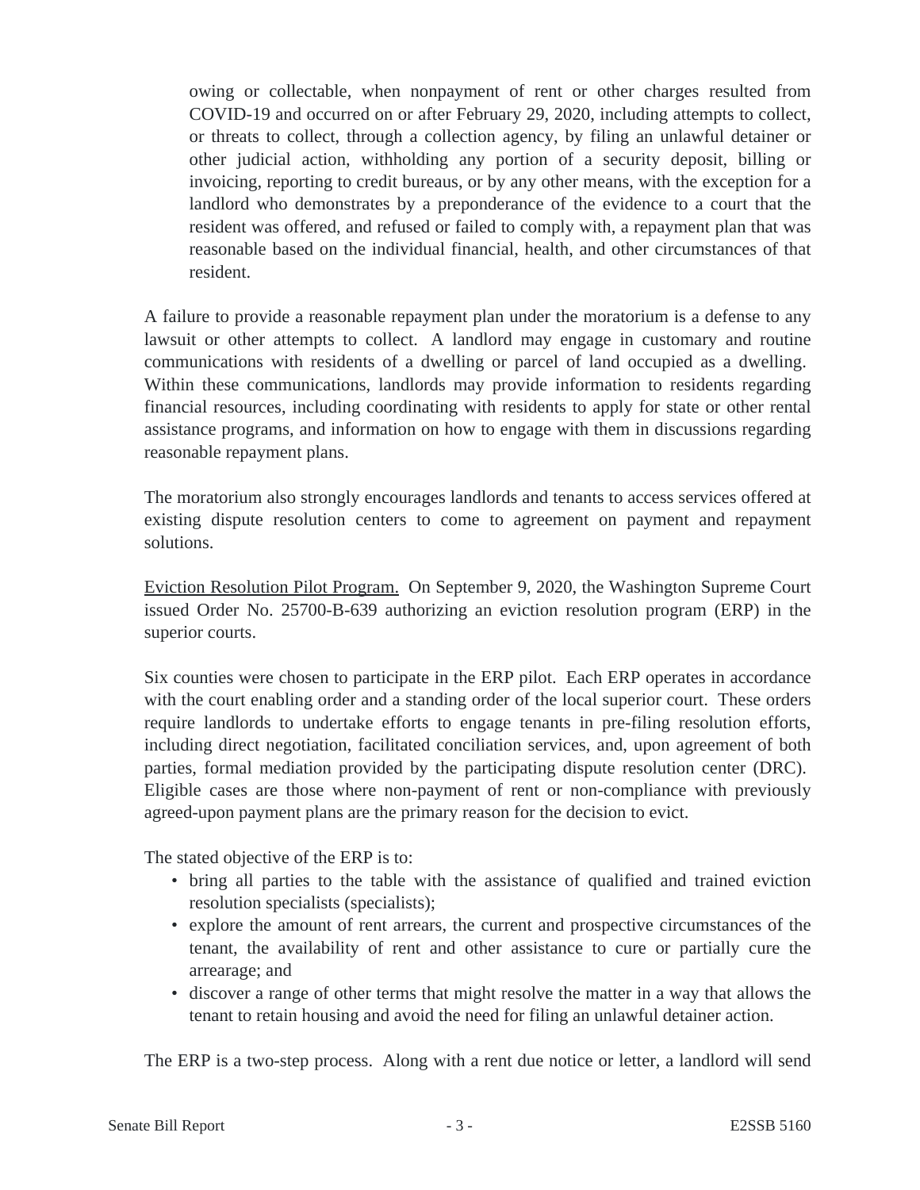owing or collectable, when nonpayment of rent or other charges resulted from COVID-19 and occurred on or after February 29, 2020, including attempts to collect, or threats to collect, through a collection agency, by filing an unlawful detainer or other judicial action, withholding any portion of a security deposit, billing or invoicing, reporting to credit bureaus, or by any other means, with the exception for a landlord who demonstrates by a preponderance of the evidence to a court that the resident was offered, and refused or failed to comply with, a repayment plan that was reasonable based on the individual financial, health, and other circumstances of that resident.

A failure to provide a reasonable repayment plan under the moratorium is a defense to any lawsuit or other attempts to collect. A landlord may engage in customary and routine communications with residents of a dwelling or parcel of land occupied as a dwelling. Within these communications, landlords may provide information to residents regarding financial resources, including coordinating with residents to apply for state or other rental assistance programs, and information on how to engage with them in discussions regarding reasonable repayment plans.

The moratorium also strongly encourages landlords and tenants to access services offered at existing dispute resolution centers to come to agreement on payment and repayment solutions.

Eviction Resolution Pilot Program. On September 9, 2020, the Washington Supreme Court issued Order No. 25700-B-639 authorizing an eviction resolution program (ERP) in the superior courts.

Six counties were chosen to participate in the ERP pilot. Each ERP operates in accordance with the court enabling order and a standing order of the local superior court. These orders require landlords to undertake efforts to engage tenants in pre-filing resolution efforts, including direct negotiation, facilitated conciliation services, and, upon agreement of both parties, formal mediation provided by the participating dispute resolution center (DRC). Eligible cases are those where non-payment of rent or non-compliance with previously agreed-upon payment plans are the primary reason for the decision to evict.

The stated objective of the ERP is to:

- bring all parties to the table with the assistance of qualified and trained eviction resolution specialists (specialists);
- explore the amount of rent arrears, the current and prospective circumstances of the tenant, the availability of rent and other assistance to cure or partially cure the arrearage; and
- discover a range of other terms that might resolve the matter in a way that allows the tenant to retain housing and avoid the need for filing an unlawful detainer action.

The ERP is a two-step process. Along with a rent due notice or letter, a landlord will send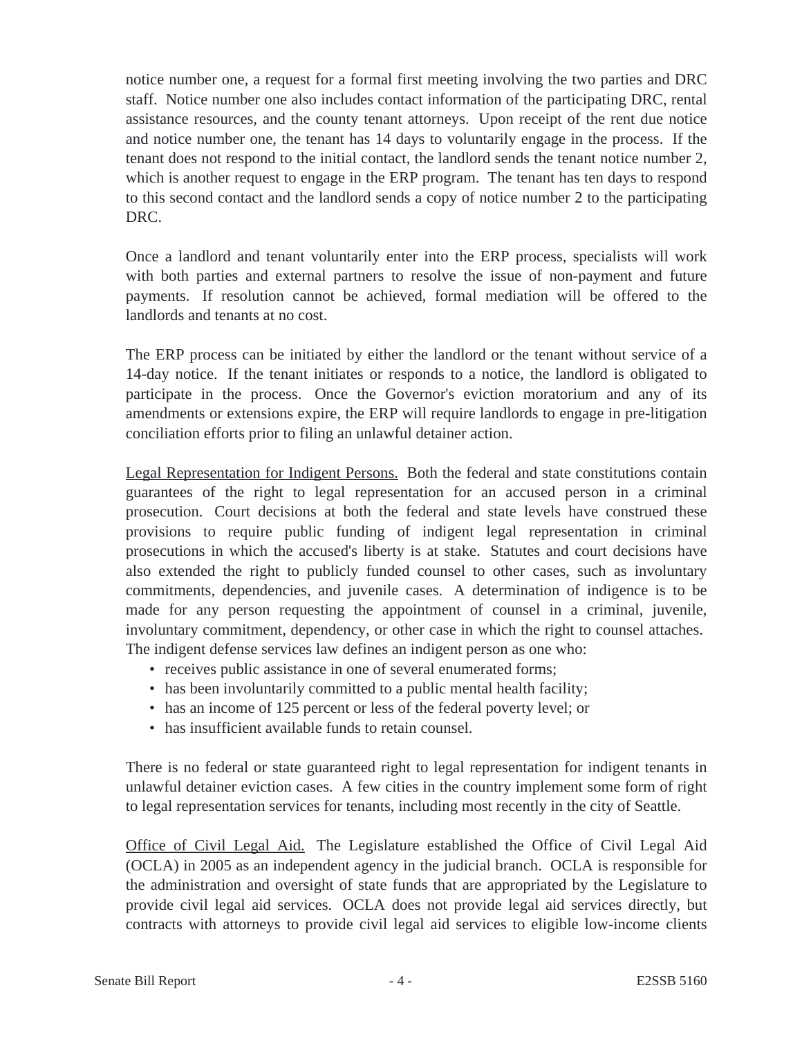notice number one, a request for a formal first meeting involving the two parties and DRC staff. Notice number one also includes contact information of the participating DRC, rental assistance resources, and the county tenant attorneys. Upon receipt of the rent due notice and notice number one, the tenant has 14 days to voluntarily engage in the process. If the tenant does not respond to the initial contact, the landlord sends the tenant notice number 2, which is another request to engage in the ERP program. The tenant has ten days to respond to this second contact and the landlord sends a copy of notice number 2 to the participating DRC.

Once a landlord and tenant voluntarily enter into the ERP process, specialists will work with both parties and external partners to resolve the issue of non-payment and future payments. If resolution cannot be achieved, formal mediation will be offered to the landlords and tenants at no cost.

The ERP process can be initiated by either the landlord or the tenant without service of a 14-day notice. If the tenant initiates or responds to a notice, the landlord is obligated to participate in the process. Once the Governor's eviction moratorium and any of its amendments or extensions expire, the ERP will require landlords to engage in pre-litigation conciliation efforts prior to filing an unlawful detainer action.

Legal Representation for Indigent Persons. Both the federal and state constitutions contain guarantees of the right to legal representation for an accused person in a criminal prosecution. Court decisions at both the federal and state levels have construed these provisions to require public funding of indigent legal representation in criminal prosecutions in which the accused's liberty is at stake. Statutes and court decisions have also extended the right to publicly funded counsel to other cases, such as involuntary commitments, dependencies, and juvenile cases. A determination of indigence is to be made for any person requesting the appointment of counsel in a criminal, juvenile, involuntary commitment, dependency, or other case in which the right to counsel attaches. The indigent defense services law defines an indigent person as one who:

- receives public assistance in one of several enumerated forms;
- has been involuntarily committed to a public mental health facility;
- has an income of 125 percent or less of the federal poverty level; or
- has insufficient available funds to retain counsel.

There is no federal or state guaranteed right to legal representation for indigent tenants in unlawful detainer eviction cases. A few cities in the country implement some form of right to legal representation services for tenants, including most recently in the city of Seattle.

Office of Civil Legal Aid. The Legislature established the Office of Civil Legal Aid (OCLA) in 2005 as an independent agency in the judicial branch. OCLA is responsible for the administration and oversight of state funds that are appropriated by the Legislature to provide civil legal aid services. OCLA does not provide legal aid services directly, but contracts with attorneys to provide civil legal aid services to eligible low-income clients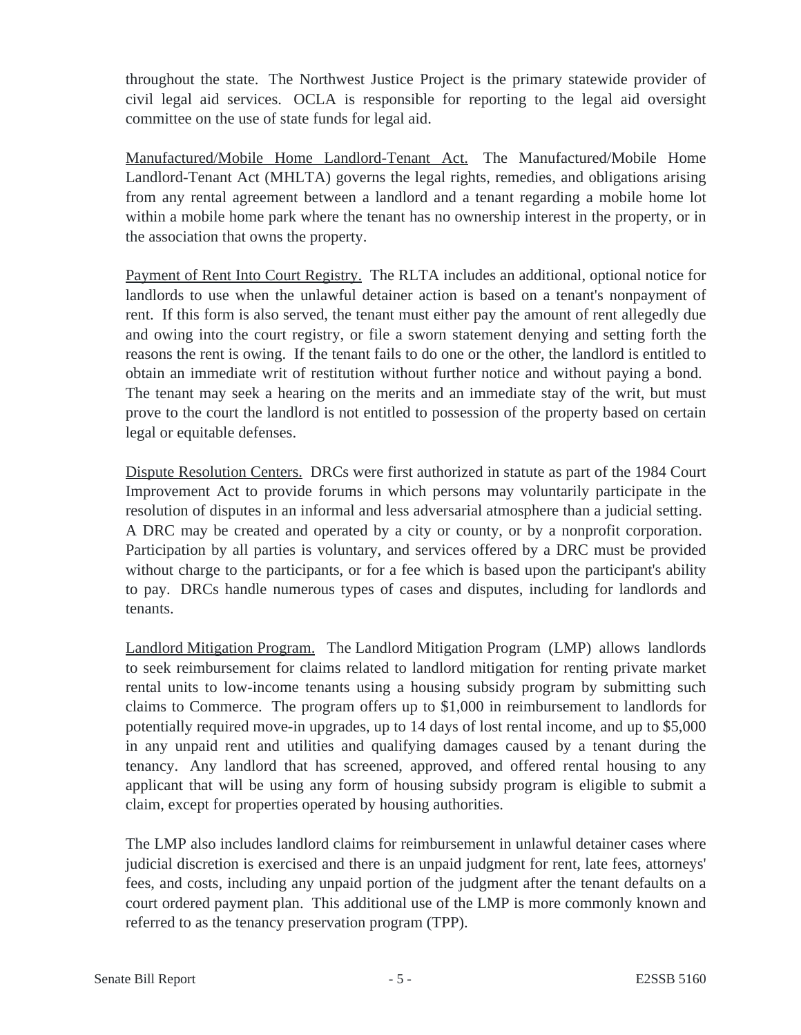throughout the state. The Northwest Justice Project is the primary statewide provider of civil legal aid services. OCLA is responsible for reporting to the legal aid oversight committee on the use of state funds for legal aid.

Manufactured/Mobile Home Landlord-Tenant Act. The Manufactured/Mobile Home Landlord-Tenant Act (MHLTA) governs the legal rights, remedies, and obligations arising from any rental agreement between a landlord and a tenant regarding a mobile home lot within a mobile home park where the tenant has no ownership interest in the property, or in the association that owns the property.

Payment of Rent Into Court Registry. The RLTA includes an additional, optional notice for landlords to use when the unlawful detainer action is based on a tenant's nonpayment of rent. If this form is also served, the tenant must either pay the amount of rent allegedly due and owing into the court registry, or file a sworn statement denying and setting forth the reasons the rent is owing. If the tenant fails to do one or the other, the landlord is entitled to obtain an immediate writ of restitution without further notice and without paying a bond. The tenant may seek a hearing on the merits and an immediate stay of the writ, but must prove to the court the landlord is not entitled to possession of the property based on certain legal or equitable defenses.

Dispute Resolution Centers. DRCs were first authorized in statute as part of the 1984 Court Improvement Act to provide forums in which persons may voluntarily participate in the resolution of disputes in an informal and less adversarial atmosphere than a judicial setting. A DRC may be created and operated by a city or county, or by a nonprofit corporation. Participation by all parties is voluntary, and services offered by a DRC must be provided without charge to the participants, or for a fee which is based upon the participant's ability to pay. DRCs handle numerous types of cases and disputes, including for landlords and tenants.

Landlord Mitigation Program. The Landlord Mitigation Program (LMP) allows landlords to seek reimbursement for claims related to landlord mitigation for renting private market rental units to low-income tenants using a housing subsidy program by submitting such claims to Commerce. The program offers up to $1,000 in reimbursement to landlords for potentially required move-in upgrades, up to 14 days of lost rental income, and up to $5,000 in any unpaid rent and utilities and qualifying damages caused by a tenant during the tenancy. Any landlord that has screened, approved, and offered rental housing to any applicant that will be using any form of housing subsidy program is eligible to submit a claim, except for properties operated by housing authorities.

The LMP also includes landlord claims for reimbursement in unlawful detainer cases where judicial discretion is exercised and there is an unpaid judgment for rent, late fees, attorneys' fees, and costs, including any unpaid portion of the judgment after the tenant defaults on a court ordered payment plan. This additional use of the LMP is more commonly known and referred to as the tenancy preservation program (TPP).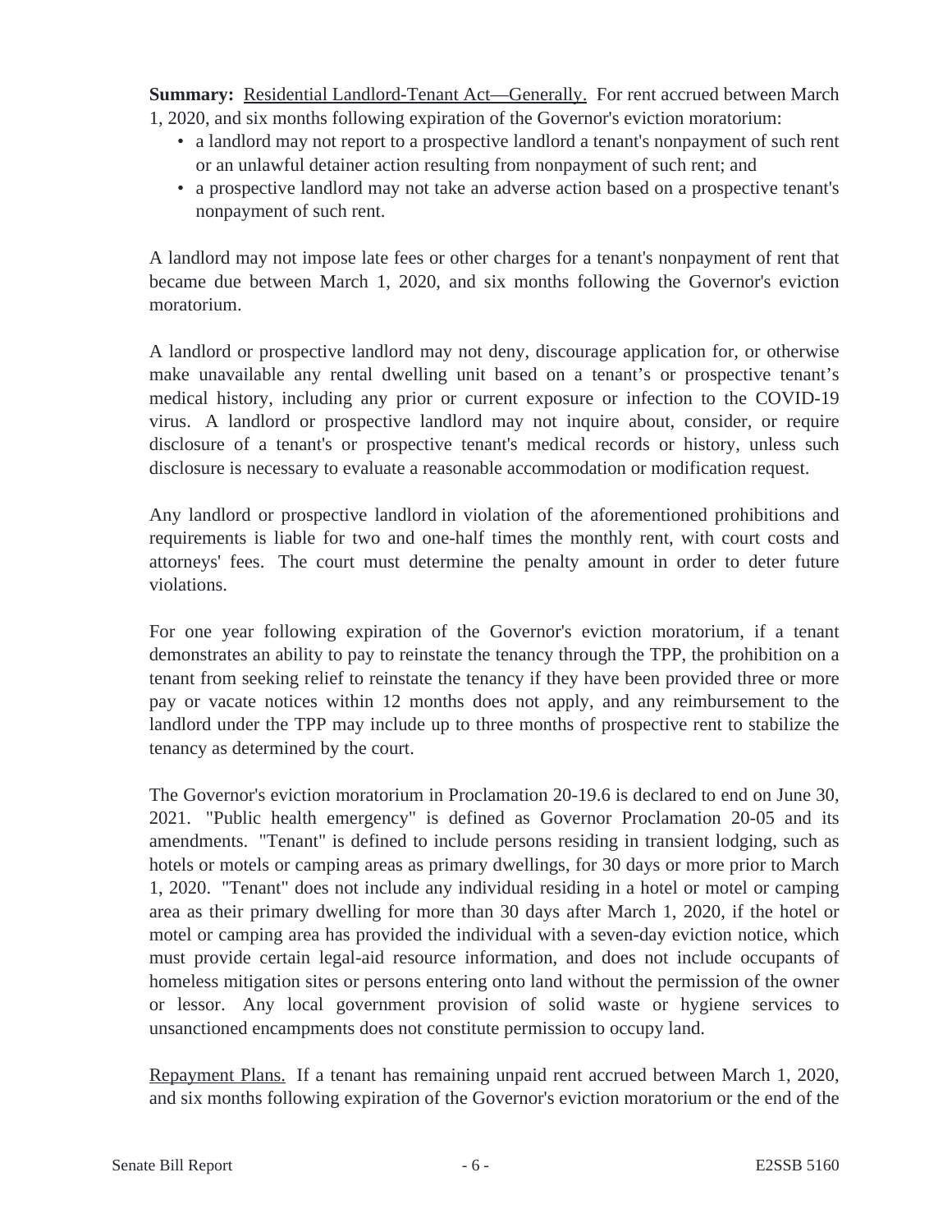**Summary:** Residential Landlord-Tenant Act—Generally. For rent accrued between March 1, 2020, and six months following expiration of the Governor's eviction moratorium:

- a landlord may not report to a prospective landlord a tenant's nonpayment of such rent or an unlawful detainer action resulting from nonpayment of such rent; and
- a prospective landlord may not take an adverse action based on a prospective tenant's nonpayment of such rent.

A landlord may not impose late fees or other charges for a tenant's nonpayment of rent that became due between March 1, 2020, and six months following the Governor's eviction moratorium.

A landlord or prospective landlord may not deny, discourage application for, or otherwise make unavailable any rental dwelling unit based on a tenant's or prospective tenant's medical history, including any prior or current exposure or infection to the COVID-19 virus. A landlord or prospective landlord may not inquire about, consider, or require disclosure of a tenant's or prospective tenant's medical records or history, unless such disclosure is necessary to evaluate a reasonable accommodation or modification request.

Any landlord or prospective landlord in violation of the aforementioned prohibitions and requirements is liable for two and one-half times the monthly rent, with court costs and attorneys' fees. The court must determine the penalty amount in order to deter future violations.

For one year following expiration of the Governor's eviction moratorium, if a tenant demonstrates an ability to pay to reinstate the tenancy through the TPP, the prohibition on a tenant from seeking relief to reinstate the tenancy if they have been provided three or more pay or vacate notices within 12 months does not apply, and any reimbursement to the landlord under the TPP may include up to three months of prospective rent to stabilize the tenancy as determined by the court.

The Governor's eviction moratorium in Proclamation 20-19.6 is declared to end on June 30, 2021. "Public health emergency" is defined as Governor Proclamation 20-05 and its amendments. "Tenant" is defined to include persons residing in transient lodging, such as hotels or motels or camping areas as primary dwellings, for 30 days or more prior to March 1, 2020. "Tenant" does not include any individual residing in a hotel or motel or camping area as their primary dwelling for more than 30 days after March 1, 2020, if the hotel or motel or camping area has provided the individual with a seven-day eviction notice, which must provide certain legal-aid resource information, and does not include occupants of homeless mitigation sites or persons entering onto land without the permission of the owner or lessor. Any local government provision of solid waste or hygiene services to unsanctioned encampments does not constitute permission to occupy land.

Repayment Plans. If a tenant has remaining unpaid rent accrued between March 1, 2020, and six months following expiration of the Governor's eviction moratorium or the end of the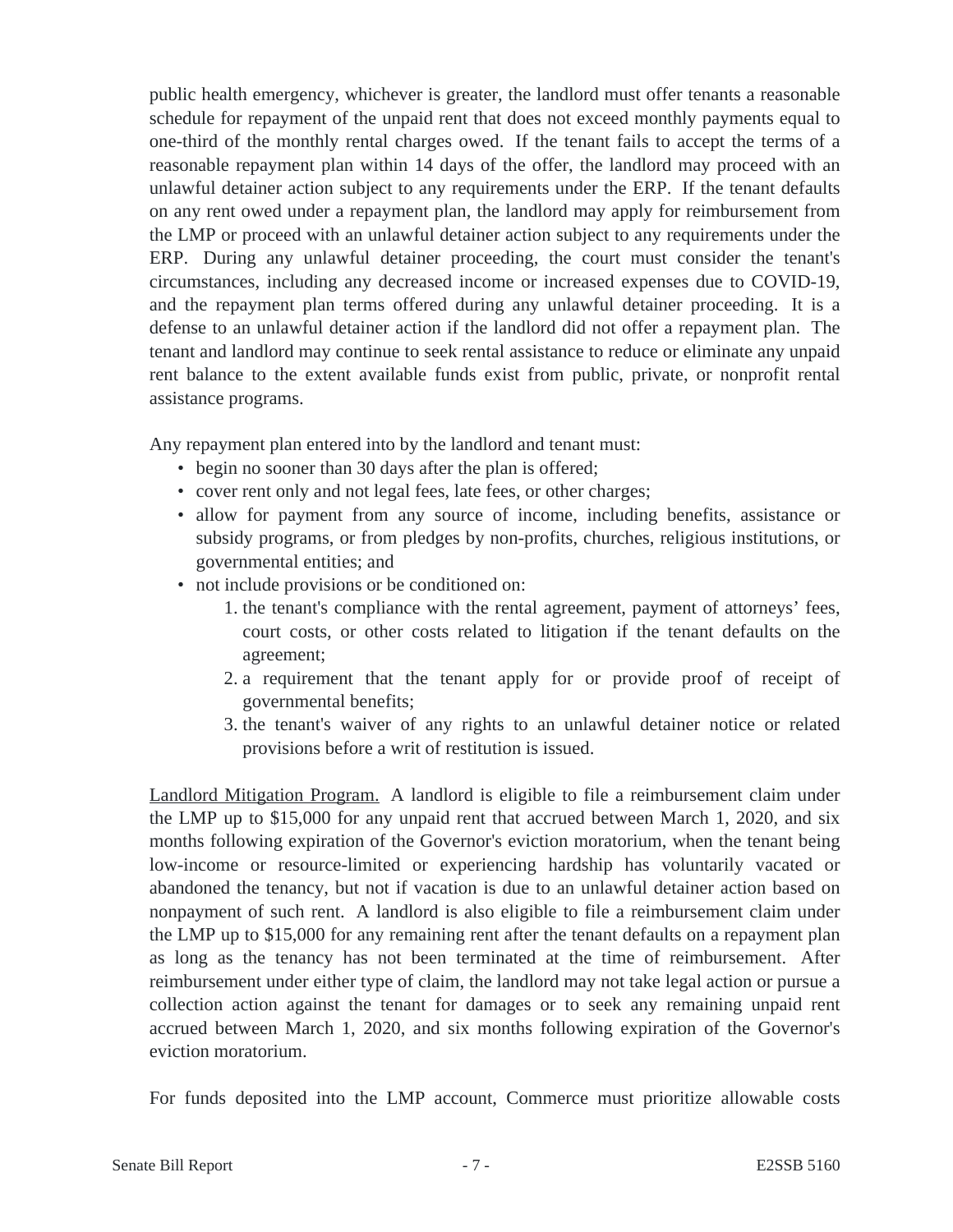public health emergency, whichever is greater, the landlord must offer tenants a reasonable schedule for repayment of the unpaid rent that does not exceed monthly payments equal to one-third of the monthly rental charges owed. If the tenant fails to accept the terms of a reasonable repayment plan within 14 days of the offer, the landlord may proceed with an unlawful detainer action subject to any requirements under the ERP. If the tenant defaults on any rent owed under a repayment plan, the landlord may apply for reimbursement from the LMP or proceed with an unlawful detainer action subject to any requirements under the ERP. During any unlawful detainer proceeding, the court must consider the tenant's circumstances, including any decreased income or increased expenses due to COVID-19, and the repayment plan terms offered during any unlawful detainer proceeding. It is a defense to an unlawful detainer action if the landlord did not offer a repayment plan. The tenant and landlord may continue to seek rental assistance to reduce or eliminate any unpaid rent balance to the extent available funds exist from public, private, or nonprofit rental assistance programs.

Any repayment plan entered into by the landlord and tenant must:

- begin no sooner than 30 days after the plan is offered;
- cover rent only and not legal fees, late fees, or other charges;
- allow for payment from any source of income, including benefits, assistance or subsidy programs, or from pledges by non-profits, churches, religious institutions, or governmental entities; and
- not include provisions or be conditioned on:
    1. the tenant's compliance with the rental agreement, payment of attorneys' fees, court costs, or other costs related to litigation if the tenant defaults on the agreement;
    2. a requirement that the tenant apply for or provide proof of receipt of governmental benefits;
    3. the tenant's waiver of any rights to an unlawful detainer notice or related provisions before a writ of restitution is issued.

Landlord Mitigation Program. A landlord is eligible to file a reimbursement claim under the LMP up to $15,000 for any unpaid rent that accrued between March 1, 2020, and six months following expiration of the Governor's eviction moratorium, when the tenant being low-income or resource-limited or experiencing hardship has voluntarily vacated or abandoned the tenancy, but not if vacation is due to an unlawful detainer action based on nonpayment of such rent. A landlord is also eligible to file a reimbursement claim under the LMP up to $15,000 for any remaining rent after the tenant defaults on a repayment plan as long as the tenancy has not been terminated at the time of reimbursement. After reimbursement under either type of claim, the landlord may not take legal action or pursue a collection action against the tenant for damages or to seek any remaining unpaid rent accrued between March 1, 2020, and six months following expiration of the Governor's eviction moratorium.

For funds deposited into the LMP account, Commerce must prioritize allowable costs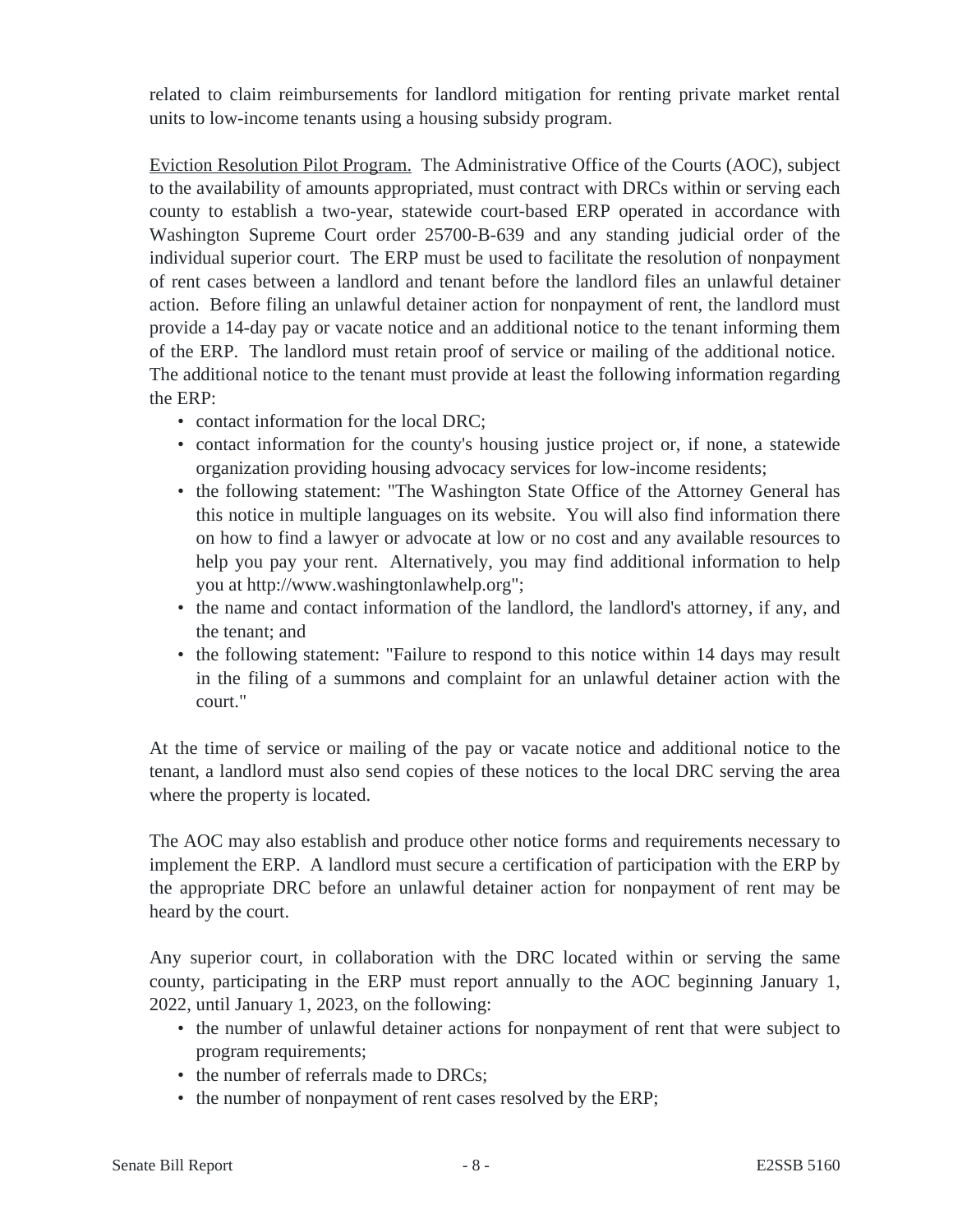related to claim reimbursements for landlord mitigation for renting private market rental units to low-income tenants using a housing subsidy program.

Eviction Resolution Pilot Program. The Administrative Office of the Courts (AOC), subject to the availability of amounts appropriated, must contract with DRCs within or serving each county to establish a two-year, statewide court-based ERP operated in accordance with Washington Supreme Court order 25700-B-639 and any standing judicial order of the individual superior court. The ERP must be used to facilitate the resolution of nonpayment of rent cases between a landlord and tenant before the landlord files an unlawful detainer action. Before filing an unlawful detainer action for nonpayment of rent, the landlord must provide a 14-day pay or vacate notice and an additional notice to the tenant informing them of the ERP. The landlord must retain proof of service or mailing of the additional notice. The additional notice to the tenant must provide at least the following information regarding the ERP:

- contact information for the local DRC;
- contact information for the county's housing justice project or, if none, a statewide organization providing housing advocacy services for low-income residents;
- the following statement: "The Washington State Office of the Attorney General has this notice in multiple languages on its website. You will also find information there on how to find a lawyer or advocate at low or no cost and any available resources to help you pay your rent. Alternatively, you may find additional information to help you at http://www.washingtonlawhelp.org";
- the name and contact information of the landlord, the landlord's attorney, if any, and the tenant; and
- the following statement: "Failure to respond to this notice within 14 days may result in the filing of a summons and complaint for an unlawful detainer action with the court."

At the time of service or mailing of the pay or vacate notice and additional notice to the tenant, a landlord must also send copies of these notices to the local DRC serving the area where the property is located.

The AOC may also establish and produce other notice forms and requirements necessary to implement the ERP. A landlord must secure a certification of participation with the ERP by the appropriate DRC before an unlawful detainer action for nonpayment of rent may be heard by the court.

Any superior court, in collaboration with the DRC located within or serving the same county, participating in the ERP must report annually to the AOC beginning January 1, 2022, until January 1, 2023, on the following:

- the number of unlawful detainer actions for nonpayment of rent that were subject to program requirements;
- the number of referrals made to DRCs;
- the number of nonpayment of rent cases resolved by the ERP;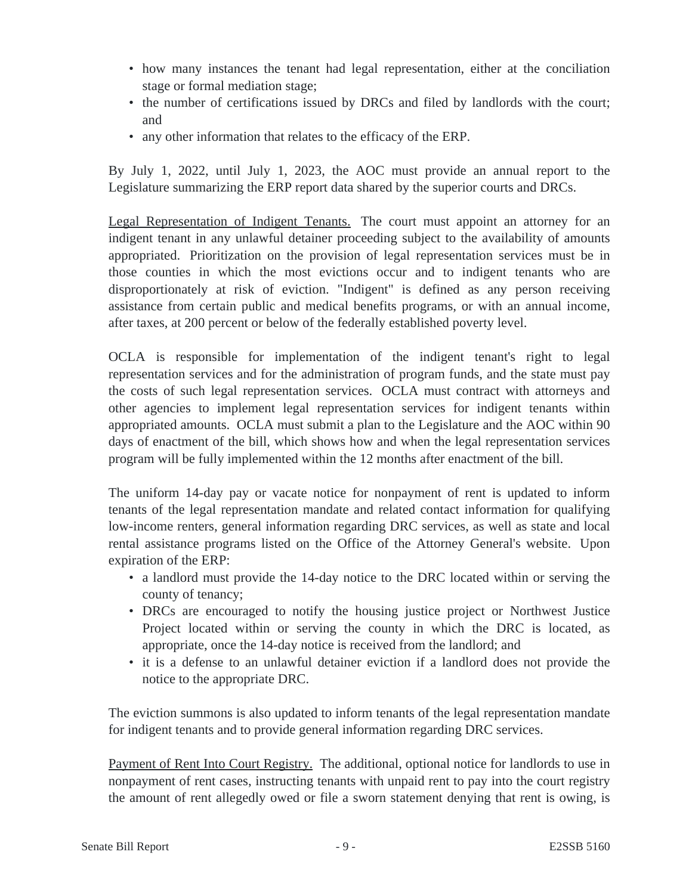- how many instances the tenant had legal representation, either at the conciliation stage or formal mediation stage;
- the number of certifications issued by DRCs and filed by landlords with the court; and
- any other information that relates to the efficacy of the ERP.

By July 1, 2022, until July 1, 2023, the AOC must provide an annual report to the Legislature summarizing the ERP report data shared by the superior courts and DRCs.

Legal Representation of Indigent Tenants. The court must appoint an attorney for an indigent tenant in any unlawful detainer proceeding subject to the availability of amounts appropriated. Prioritization on the provision of legal representation services must be in those counties in which the most evictions occur and to indigent tenants who are disproportionately at risk of eviction. "Indigent" is defined as any person receiving assistance from certain public and medical benefits programs, or with an annual income, after taxes, at 200 percent or below of the federally established poverty level.

OCLA is responsible for implementation of the indigent tenant's right to legal representation services and for the administration of program funds, and the state must pay the costs of such legal representation services. OCLA must contract with attorneys and other agencies to implement legal representation services for indigent tenants within appropriated amounts. OCLA must submit a plan to the Legislature and the AOC within 90 days of enactment of the bill, which shows how and when the legal representation services program will be fully implemented within the 12 months after enactment of the bill.

The uniform 14-day pay or vacate notice for nonpayment of rent is updated to inform tenants of the legal representation mandate and related contact information for qualifying low-income renters, general information regarding DRC services, as well as state and local rental assistance programs listed on the Office of the Attorney General's website. Upon expiration of the ERP:

- a landlord must provide the 14-day notice to the DRC located within or serving the county of tenancy;
- DRCs are encouraged to notify the housing justice project or Northwest Justice Project located within or serving the county in which the DRC is located, as appropriate, once the 14-day notice is received from the landlord; and
- it is a defense to an unlawful detainer eviction if a landlord does not provide the notice to the appropriate DRC.

The eviction summons is also updated to inform tenants of the legal representation mandate for indigent tenants and to provide general information regarding DRC services.

Payment of Rent Into Court Registry. The additional, optional notice for landlords to use in nonpayment of rent cases, instructing tenants with unpaid rent to pay into the court registry the amount of rent allegedly owed or file a sworn statement denying that rent is owing, is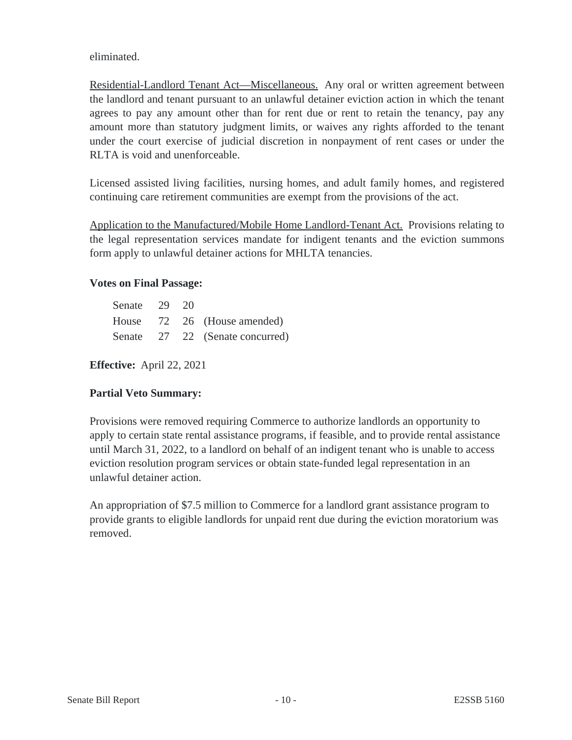eliminated.

Residential-Landlord Tenant Act—Miscellaneous. Any oral or written agreement between the landlord and tenant pursuant to an unlawful detainer eviction action in which the tenant agrees to pay any amount other than for rent due or rent to retain the tenancy, pay any amount more than statutory judgment limits, or waives any rights afforded to the tenant under the court exercise of judicial discretion in nonpayment of rent cases or under the RLTA is void and unenforceable.

Licensed assisted living facilities, nursing homes, and adult family homes, and registered continuing care retirement communities are exempt from the provisions of the act.

Application to the Manufactured/Mobile Home Landlord-Tenant Act. Provisions relating to the legal representation services mandate for indigent tenants and the eviction summons form apply to unlawful detainer actions for MHLTA tenancies.

**Votes on Final Passage:**

| | | | |
|---|---|---|---|
| Senate | 29 | 20 | |
| House | 72 | 26 | (House amended) |
| Senate | 27 | 22 | (Senate concurred) |

**Effective:** April 22, 2021

**Partial Veto Summary:**

Provisions were removed requiring Commerce to authorize landlords an opportunity to apply to certain state rental assistance programs, if feasible, and to provide rental assistance until March 31, 2022, to a landlord on behalf of an indigent tenant who is unable to access eviction resolution program services or obtain state-funded legal representation in an unlawful detainer action.

An appropriation of $7.5 million to Commerce for a landlord grant assistance program to provide grants to eligible landlords for unpaid rent due during the eviction moratorium was removed.